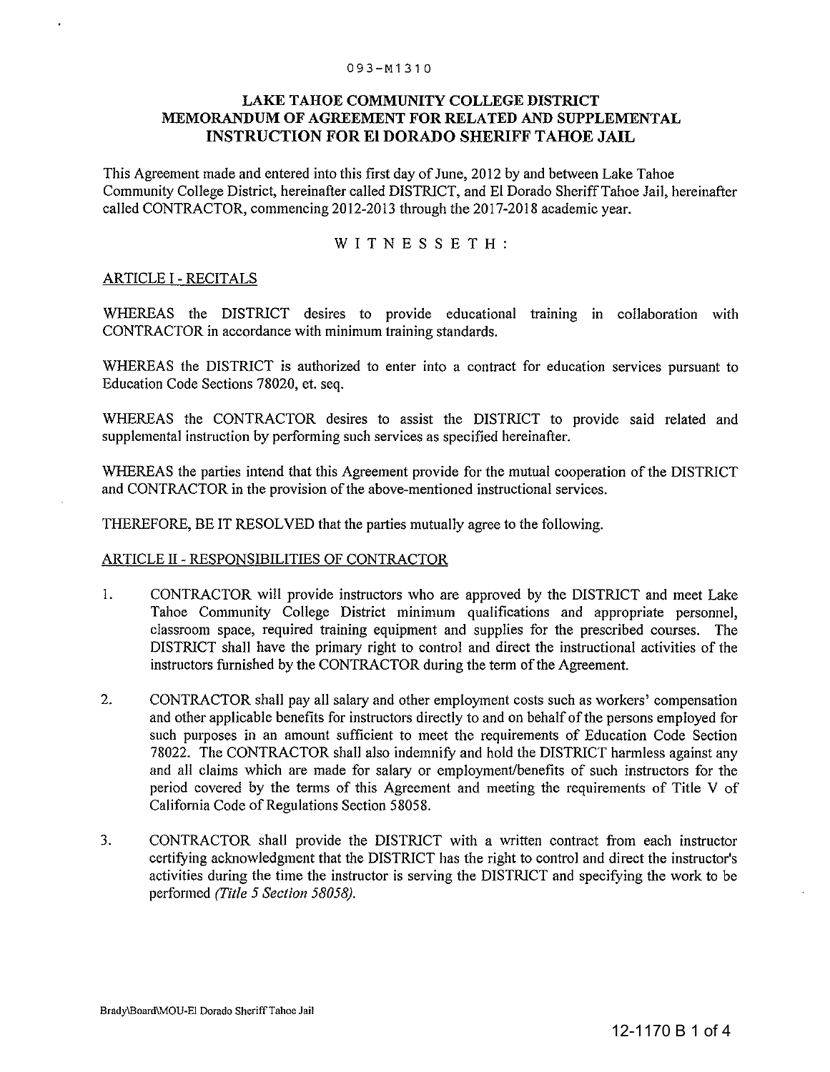093-M1310

# LAKE TAHOE COMMUNITY COLLEGE DISTRICT MEMORANDUM OF AGREEMENT FOR RELATED AND SUPPLEMENTAL INSTRUCTION FOR El DORADO SHERIFF TAHOE JAIL

This Agreement made and entered into this first day of June, 2012 by and between Lake Tahoe Community College District, hereinafter called DISTRICT, and El Dorado Sheriff Tahoe Jail, hereinafter called CONTRACTOR, commencing 2012-2013 through the 2017-2018 academic year.

W I T N E S S E T H :

## ARTICLE I - RECITALS

WHEREAS the DISTRICT desires to provide educational training in collaboration with CONTRACTOR in accordance with minimum training standards.

WHEREAS the DISTRICT is authorized to enter into a contract for education services pursuant to Education Code Sections 78020, et. seq.

WHEREAS the CONTRACTOR desires to assist the DISTRICT to provide said related and supplemental instruction by performing such services as specified hereinafter.

WHEREAS the parties intend that this Agreement provide for the mutual cooperation of the DISTRICT and CONTRACTOR in the provision of the above-mentioned instructional services.

THEREFORE, BE IT RESOLVED that the parties mutually agree to the following.

## ARTICLE II - RESPONSIBILITIES OF CONTRACTOR

1. CONTRACTOR will provide instructors who are approved by the DISTRICT and meet Lake Tahoe Community College District minimum qualifications and appropriate personnel, classroom space, required training equipment and supplies for the prescribed courses. The DISTRICT shall have the primary right to control and direct the instructional activities of the instructors furnished by the CONTRACTOR during the term of the Agreement.

2. CONTRACTOR shall pay all salary and other employment costs such as workers' compensation and other applicable benefits for instructors directly to and on behalf of the persons employed for such purposes in an amount sufficient to meet the requirements of Education Code Section 78022. The CONTRACTOR shall also indemnify and hold the DISTRICT harmless against any and all claims which are made for salary or employment/benefits of such instructors for the period covered by the terms of this Agreement and meeting the requirements of Title V of California Code of Regulations Section 58058.

3. CONTRACTOR shall provide the DISTRICT with a written contract from each instructor certifying acknowledgment that the DISTRICT has the right to control and direct the instructor's activities during the time the instructor is serving the DISTRICT and specifying the work to be performed *(Title 5 Section 58058)*.

Brady\Board\MOU-El Dorado Sheriff Tahoe Jail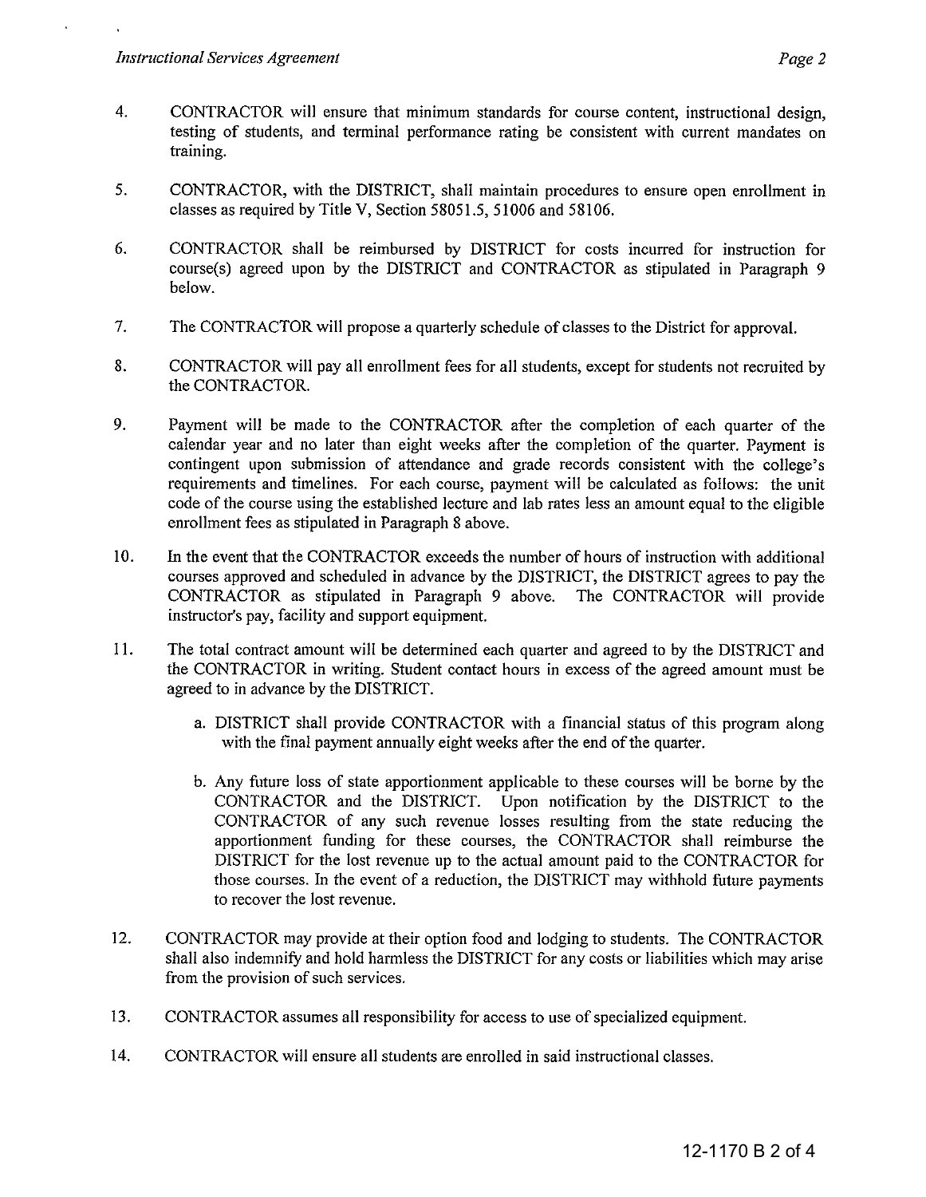4. CONTRACTOR will ensure that minimum standards for course content, instructional design, testing of students, and terminal performance rating be consistent with current mandates on training.

5. CONTRACTOR, with the DISTRICT, shall maintain procedures to ensure open enrollment in classes as required by Title V, Section 58051.5, 51006 and 58106.

6. CONTRACTOR shall be reimbursed by DISTRICT for costs incurred for instruction for course(s) agreed upon by the DISTRICT and CONTRACTOR as stipulated in Paragraph 9 below.

7. The CONTRACTOR will propose a quarterly schedule of classes to the District for approval.

8. CONTRACTOR will pay all enrollment fees for all students, except for students not recruited by the CONTRACTOR.

9. Payment will be made to the CONTRACTOR after the completion of each quarter of the calendar year and no later than eight weeks after the completion of the quarter. Payment is contingent upon submission of attendance and grade records consistent with the college's requirements and timelines. For each course, payment will be calculated as follows: the unit code of the course using the established lecture and lab rates less an amount equal to the eligible enrollment fees as stipulated in Paragraph 8 above.

10. In the event that the CONTRACTOR exceeds the number of hours of instruction with additional courses approved and scheduled in advance by the DISTRICT, the DISTRICT agrees to pay the CONTRACTOR as stipulated in Paragraph 9 above. The CONTRACTOR will provide instructor's pay, facility and support equipment.

11. The total contract amount will be determined each quarter and agreed to by the DISTRICT and the CONTRACTOR in writing. Student contact hours in excess of the agreed amount must be agreed to in advance by the DISTRICT.

    a. DISTRICT shall provide CONTRACTOR with a financial status of this program along with the final payment annually eight weeks after the end of the quarter.

    b. Any future loss of state apportionment applicable to these courses will be borne by the CONTRACTOR and the DISTRICT. Upon notification by the DISTRICT to the CONTRACTOR of any such revenue losses resulting from the state reducing the apportionment funding for these courses, the CONTRACTOR shall reimburse the DISTRICT for the lost revenue up to the actual amount paid to the CONTRACTOR for those courses. In the event of a reduction, the DISTRICT may withhold future payments to recover the lost revenue.

12. CONTRACTOR may provide at their option food and lodging to students. The CONTRACTOR shall also indemnify and hold harmless the DISTRICT for any costs or liabilities which may arise from the provision of such services.

13. CONTRACTOR assumes all responsibility for access to use of specialized equipment.

14. CONTRACTOR will ensure all students are enrolled in said instructional classes.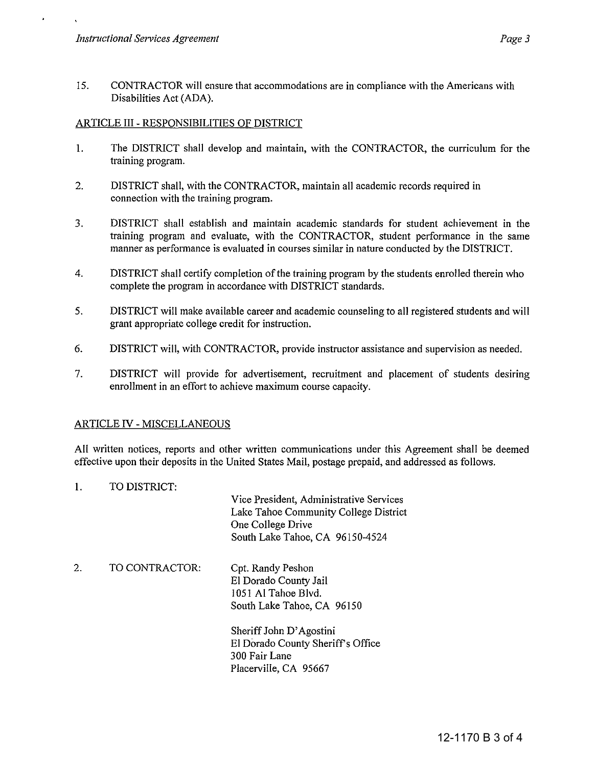15. CONTRACTOR will ensure that accommodations are in compliance with the Americans with Disabilities Act (ADA).

## ARTICLE III - RESPONSIBILITIES OF DISTRICT

1. The DISTRICT shall develop and maintain, with the CONTRACTOR, the curriculum for the training program.

2. DISTRICT shall, with the CONTRACTOR, maintain all academic records required in connection with the training program.

3. DISTRICT shall establish and maintain academic standards for student achievement in the training program and evaluate, with the CONTRACTOR, student performance in the same manner as performance is evaluated in courses similar in nature conducted by the DISTRICT.

4. DISTRICT shall certify completion of the training program by the students enrolled therein who complete the program in accordance with DISTRICT standards.

5. DISTRICT will make available career and academic counseling to all registered students and will grant appropriate college credit for instruction.

6. DISTRICT will, with CONTRACTOR, provide instructor assistance and supervision as needed.

7. DISTRICT will provide for advertisement, recruitment and placement of students desiring enrollment in an effort to achieve maximum course capacity.

## ARTICLE IV - MISCELLANEOUS

All written notices, reports and other written communications under this Agreement shall be deemed effective upon their deposits in the United States Mail, postage prepaid, and addressed as follows.

1. TO DISTRICT:

   Vice President, Administrative Services
   Lake Tahoe Community College District
   One College Drive
   South Lake Tahoe, CA 96150-4524

2. TO CONTRACTOR:

   Cpt. Randy Peshon
   El Dorado County Jail
   1051 Al Tahoe Blvd.
   South Lake Tahoe, CA 96150

   Sheriff John D'Agostini
   El Dorado County Sheriff's Office
   300 Fair Lane
   Placerville, CA 95667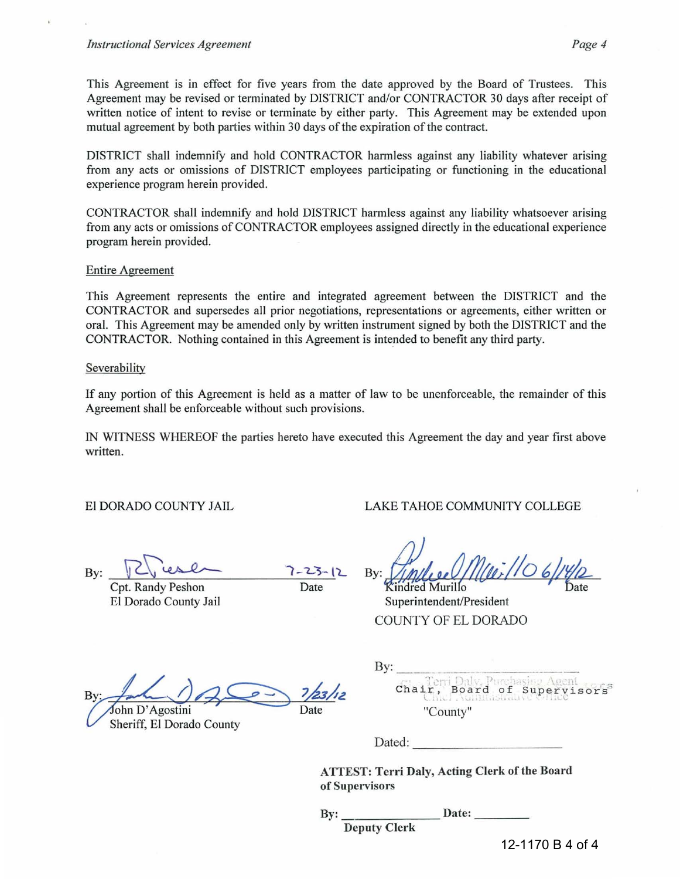This Agreement is in effect for five years from the date approved by the Board of Trustees. This Agreement may be revised or terminated by DISTRICT and/or CONTRACTOR 30 days after receipt of written notice of intent to revise or terminate by either party. This Agreement may be extended upon mutual agreement by both parties within 30 days of the expiration of the contract.

DISTRICT shall indemnify and hold CONTRACTOR harmless against any liability whatever arising from any acts or omissions of DISTRICT employees participating or functioning in the educational experience program herein provided.

CONTRACTOR shall indemnify and hold DISTRICT harmless against any liability whatsoever arising from any acts or omissions of CONTRACTOR employees assigned directly in the educational experience program herein provided.

Entire Agreement

This Agreement represents the entire and integrated agreement between the DISTRICT and the CONTRACTOR and supersedes all prior negotiations, representations or agreements, either written or oral. This Agreement may be amended only by written instrument signed by both the DISTRICT and the CONTRACTOR. Nothing contained in this Agreement is intended to benefit any third party.

Severability

If any portion of this Agreement is held as a matter of law to be unenforceable, the remainder of this Agreement shall be enforceable without such provisions.

IN WITNESS WHEREOF the parties hereto have executed this Agreement the day and year first above written.

El DORADO COUNTY JAIL

By: [signature] 7-23-12
Cpt. Randy Peshon — Date
El Dorado County Jail

By: [signature] 7/23/12
John D'Agostini — Date
Sheriff, El Dorado County

LAKE TAHOE COMMUNITY COLLEGE

By: [signature] 6/14/12
Kindred Murillo — Date
Superintendent/President

COUNTY OF EL DORADO

By: ______________________
~~Terri Daly, Purchasing Agent~~ Chair, Board of Supervisors
~~Chief Administrative Office~~
"County"

Dated: ______________________

**ATTEST: Terri Daly, Acting Clerk of the Board of Supervisors**

**By:** ______________ **Date:** ________
**Deputy Clerk**

12-1170 B 4 of 4